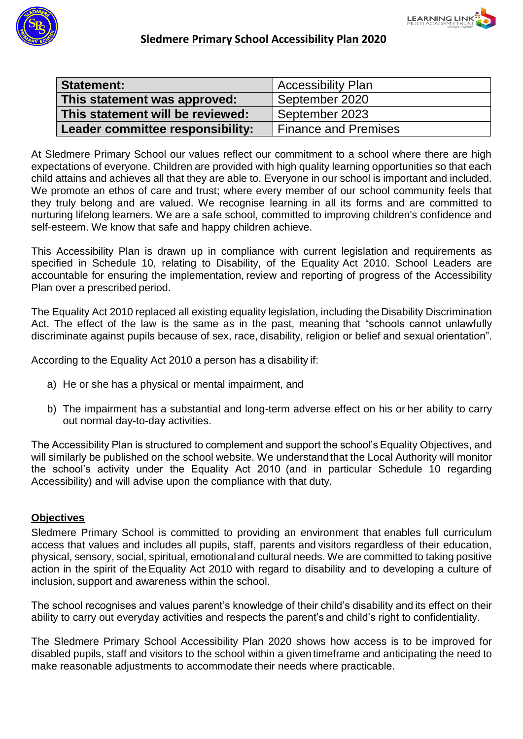# Sledmere Primary School Accessibility Plan 2020

| **Statement:** | Accessibility Plan |
|---|---|
| **This statement was approved:** | September 2020 |
| **This statement will be reviewed:** | September 2023 |
| **Leader committee responsibility:** | Finance and Premises |

At Sledmere Primary School our values reflect our commitment to a school where there are high expectations of everyone. Children are provided with high quality learning opportunities so that each child attains and achieves all that they are able to. Everyone in our school is important and included. We promote an ethos of care and trust; where every member of our school community feels that they truly belong and are valued. We recognise learning in all its forms and are committed to nurturing lifelong learners. We are a safe school, committed to improving children's confidence and self-esteem. We know that safe and happy children achieve.

This Accessibility Plan is drawn up in compliance with current legislation and requirements as specified in Schedule 10, relating to Disability, of the Equality Act 2010. School Leaders are accountable for ensuring the implementation, review and reporting of progress of the Accessibility Plan over a prescribed period.

The Equality Act 2010 replaced all existing equality legislation, including the Disability Discrimination Act. The effect of the law is the same as in the past, meaning that "schools cannot unlawfully discriminate against pupils because of sex, race, disability, religion or belief and sexual orientation".

According to the Equality Act 2010 a person has a disability if:

a) He or she has a physical or mental impairment, and

b) The impairment has a substantial and long-term adverse effect on his or her ability to carry out normal day-to-day activities.

The Accessibility Plan is structured to complement and support the school's Equality Objectives, and will similarly be published on the school website. We understand that the Local Authority will monitor the school's activity under the Equality Act 2010 (and in particular Schedule 10 regarding Accessibility) and will advise upon the compliance with that duty.

## Objectives

Sledmere Primary School is committed to providing an environment that enables full curriculum access that values and includes all pupils, staff, parents and visitors regardless of their education, physical, sensory, social, spiritual, emotional and cultural needs. We are committed to taking positive action in the spirit of the Equality Act 2010 with regard to disability and to developing a culture of inclusion, support and awareness within the school.

The school recognises and values parent's knowledge of their child's disability and its effect on their ability to carry out everyday activities and respects the parent's and child's right to confidentiality.

The Sledmere Primary School Accessibility Plan 2020 shows how access is to be improved for disabled pupils, staff and visitors to the school within a given timeframe and anticipating the need to make reasonable adjustments to accommodate their needs where practicable.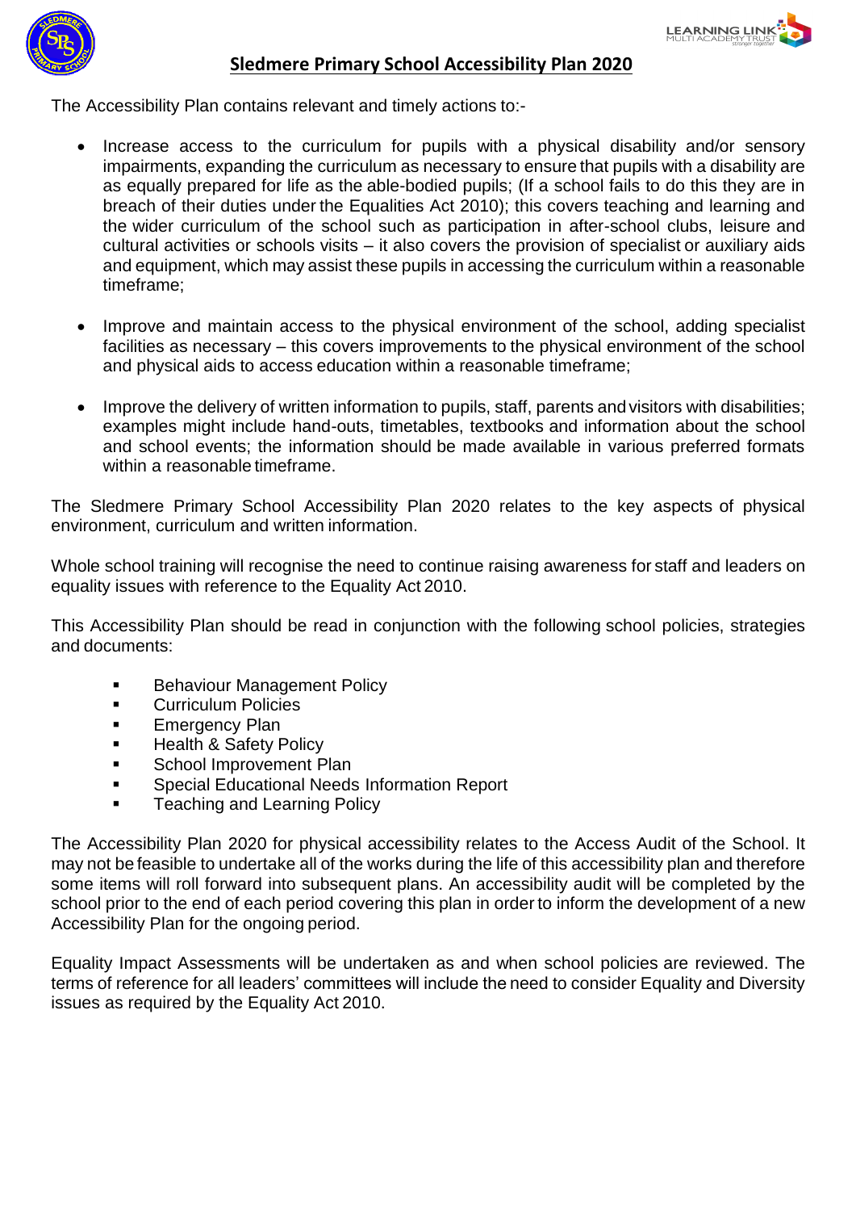## Sledmere Primary School Accessibility Plan 2020

The Accessibility Plan contains relevant and timely actions to:-

- Increase access to the curriculum for pupils with a physical disability and/or sensory impairments, expanding the curriculum as necessary to ensure that pupils with a disability are as equally prepared for life as the able-bodied pupils; (If a school fails to do this they are in breach of their duties under the Equalities Act 2010); this covers teaching and learning and the wider curriculum of the school such as participation in after-school clubs, leisure and cultural activities or schools visits – it also covers the provision of specialist or auxiliary aids and equipment, which may assist these pupils in accessing the curriculum within a reasonable timeframe;

- Improve and maintain access to the physical environment of the school, adding specialist facilities as necessary – this covers improvements to the physical environment of the school and physical aids to access education within a reasonable timeframe;

- Improve the delivery of written information to pupils, staff, parents and visitors with disabilities; examples might include hand-outs, timetables, textbooks and information about the school and school events; the information should be made available in various preferred formats within a reasonable timeframe.

The Sledmere Primary School Accessibility Plan 2020 relates to the key aspects of physical environment, curriculum and written information.

Whole school training will recognise the need to continue raising awareness for staff and leaders on equality issues with reference to the Equality Act 2010.

This Accessibility Plan should be read in conjunction with the following school policies, strategies and documents:

- Behaviour Management Policy
- Curriculum Policies
- Emergency Plan
- Health & Safety Policy
- School Improvement Plan
- Special Educational Needs Information Report
- Teaching and Learning Policy

The Accessibility Plan 2020 for physical accessibility relates to the Access Audit of the School. It may not be feasible to undertake all of the works during the life of this accessibility plan and therefore some items will roll forward into subsequent plans. An accessibility audit will be completed by the school prior to the end of each period covering this plan in order to inform the development of a new Accessibility Plan for the ongoing period.

Equality Impact Assessments will be undertaken as and when school policies are reviewed. The terms of reference for all leaders' committees will include the need to consider Equality and Diversity issues as required by the Equality Act 2010.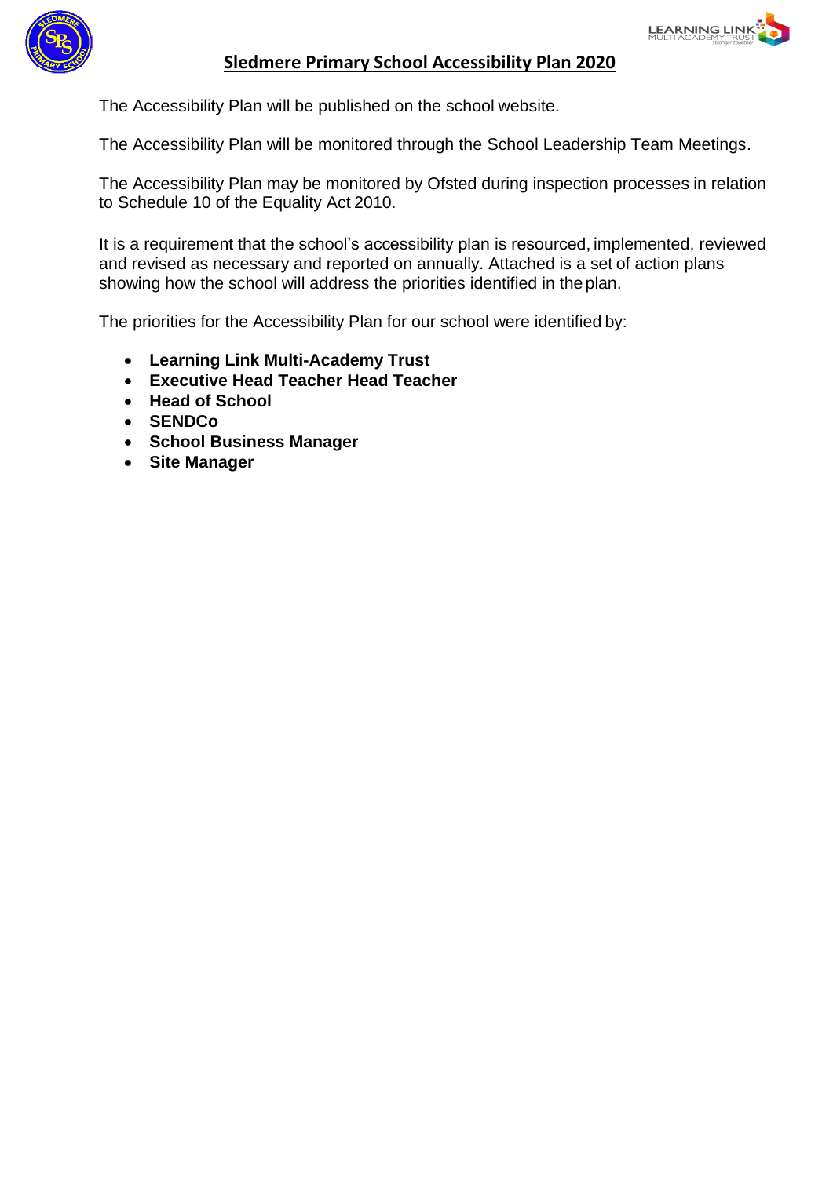# Sledmere Primary School Accessibility Plan 2020

The Accessibility Plan will be published on the school website.

The Accessibility Plan will be monitored through the School Leadership Team Meetings.

The Accessibility Plan may be monitored by Ofsted during inspection processes in relation to Schedule 10 of the Equality Act 2010.

It is a requirement that the school's accessibility plan is resourced, implemented, reviewed and revised as necessary and reported on annually. Attached is a set of action plans showing how the school will address the priorities identified in the plan.

The priorities for the Accessibility Plan for our school were identified by:

- **Learning Link Multi-Academy Trust**
- **Executive Head Teacher Head Teacher**
- **Head of School**
- **SENDCo**
- **School Business Manager**
- **Site Manager**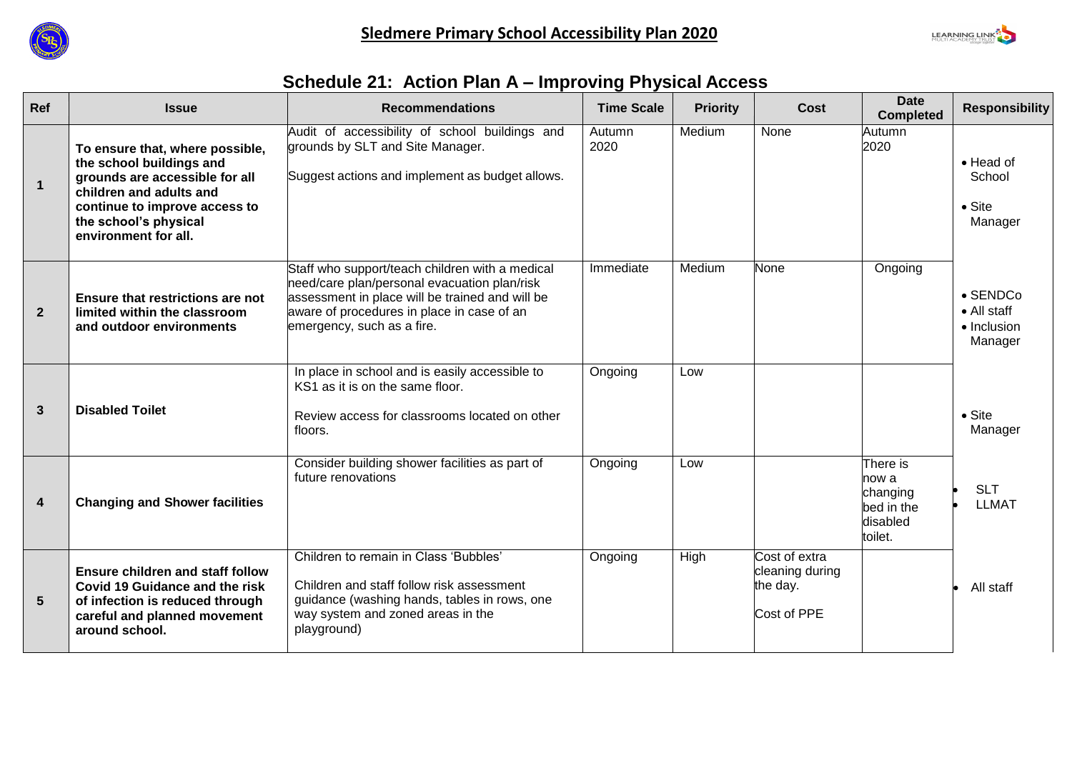## Sledmere Primary School Accessibility Plan 2020

### Schedule 21: Action Plan A – Improving Physical Access

| Ref | Issue | Recommendations | Time Scale | Priority | Cost | Date Completed | Responsibility |
|---|---|---|---|---|---|---|---|
| 1 | **To ensure that, where possible, the school buildings and grounds are accessible for all children and adults and continue to improve access to the school's physical environment for all.** | Audit of accessibility of school buildings and grounds by SLT and Site Manager.<br><br>Suggest actions and implement as budget allows. | Autumn 2020 | Medium | None | Autumn 2020 | • Head of School<br>• Site Manager |
| 2 | **Ensure that restrictions are not limited within the classroom and outdoor environments** | Staff who support/teach children with a medical need/care plan/personal evacuation plan/risk assessment in place will be trained and will be aware of procedures in place in case of an emergency, such as a fire. | Immediate | Medium | None | Ongoing | • SENDCo<br>• All staff<br>• Inclusion Manager |
| 3 | **Disabled Toilet** | In place in school and is easily accessible to KS1 as it is on the same floor.<br><br>Review access for classrooms located on other floors. | Ongoing | Low | | | • Site Manager |
| 4 | **Changing and Shower facilities** | Consider building shower facilities as part of future renovations | Ongoing | Low | | There is now a changing bed in the disabled toilet. | • SLT<br>• LLMAT |
| 5 | **Ensure children and staff follow Covid 19 Guidance and the risk of infection is reduced through careful and planned movement around school.** | Children to remain in Class 'Bubbles'<br><br>Children and staff follow risk assessment guidance (washing hands, tables in rows, one way system and zoned areas in the playground) | Ongoing | High | Cost of extra cleaning during the day.<br><br>Cost of PPE | | • All staff |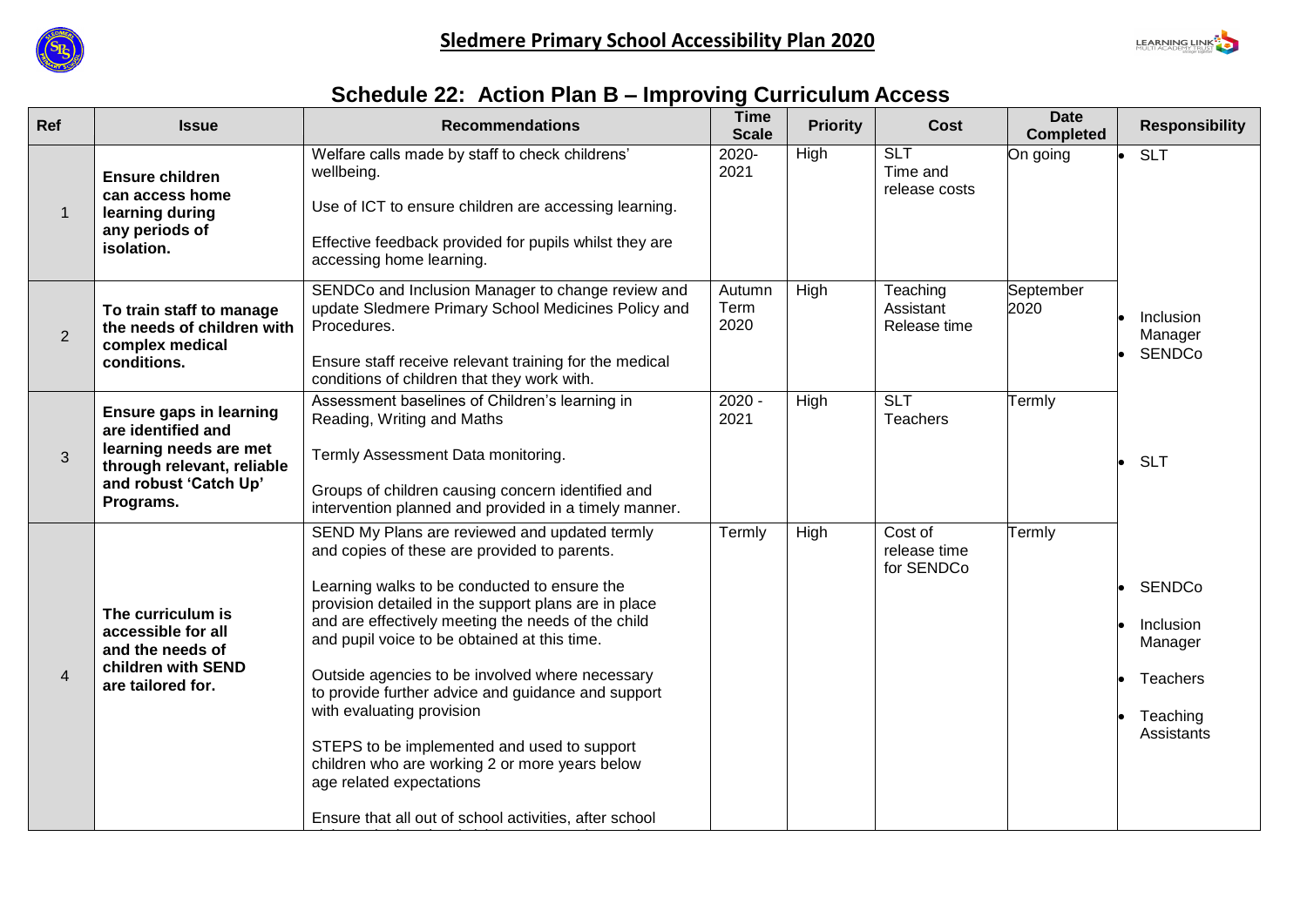# Sledmere Primary School Accessibility Plan 2020

## Schedule 22: Action Plan B – Improving Curriculum Access

| Ref | Issue | Recommendations | Time Scale | Priority | Cost | Date Completed | Responsibility |
|---|---|---|---|---|---|---|---|
| 1 | **Ensure children can access home learning during any periods of isolation.** | Welfare calls made by staff to check childrens' wellbeing.<br><br>Use of ICT to ensure children are accessing learning.<br><br>Effective feedback provided for pupils whilst they are accessing home learning. | 2020-2021 | High | SLT<br>Time and release costs | On going | • SLT |
| 2 | **To train staff to manage the needs of children with complex medical conditions.** | SENDCo and Inclusion Manager to change review and update Sledmere Primary School Medicines Policy and Procedures.<br><br>Ensure staff receive relevant training for the medical conditions of children that they work with. | Autumn Term 2020 | High | Teaching Assistant Release time | September 2020 | • Inclusion Manager<br>• SENDCo |
| 3 | **Ensure gaps in learning are identified and learning needs are met through relevant, reliable and robust 'Catch Up' Programs.** | Assessment baselines of Children's learning in Reading, Writing and Maths<br><br>Termly Assessment Data monitoring.<br><br>Groups of children causing concern identified and intervention planned and provided in a timely manner. | 2020 - 2021 | High | SLT<br>Teachers | Termly | • SLT |
| 4 | **The curriculum is accessible for all and the needs of children with SEND are tailored for.** | SEND My Plans are reviewed and updated termly and copies of these are provided to parents.<br><br>Learning walks to be conducted to ensure the provision detailed in the support plans are in place and are effectively meeting the needs of the child and pupil voice to be obtained at this time.<br><br>Outside agencies to be involved where necessary to provide further advice and guidance and support with evaluating provision<br><br>STEPS to be implemented and used to support children who are working 2 or more years below age related expectations<br><br>Ensure that all out of school activities, after school | Termly | High | Cost of release time for SENDCo | Termly | • SENDCo<br>• Inclusion Manager<br>• Teachers<br>• Teaching Assistants |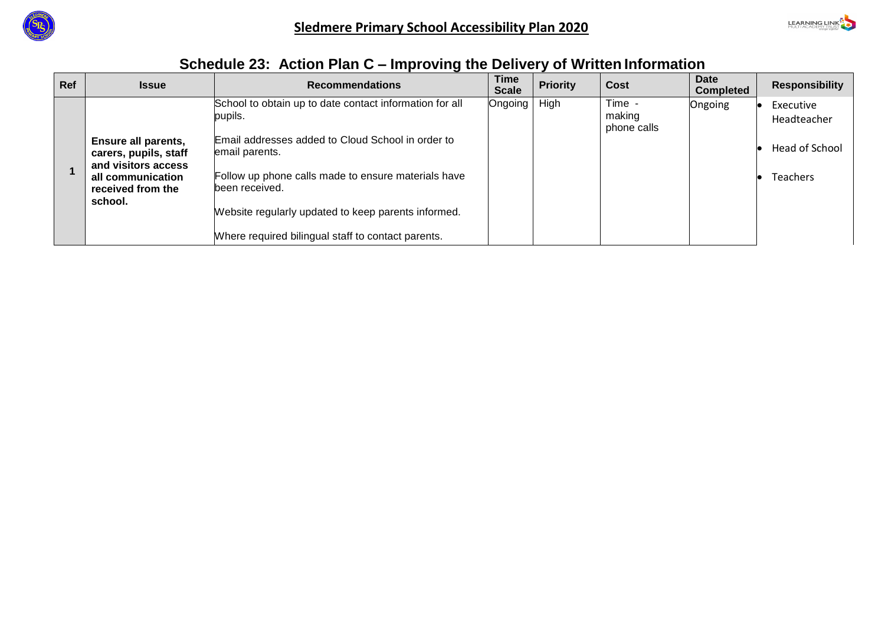## Schedule 23: Action Plan C – Improving the Delivery of Written Information

| Ref | Issue | Recommendations | Time Scale | Priority | Cost | Date Completed | Responsibility |
|---|---|---|---|---|---|---|---|
| 1 | **Ensure all parents, carers, pupils, staff and visitors access all communication received from the school.** | School to obtain up to date contact information for all pupils.<br><br>Email addresses added to Cloud School in order to email parents.<br><br>Follow up phone calls made to ensure materials have been received.<br><br>Website regularly updated to keep parents informed.<br><br>Where required bilingual staff to contact parents. | Ongoing | High | Time - making phone calls | Ongoing | • Executive Headteacher<br>• Head of School<br>• Teachers |